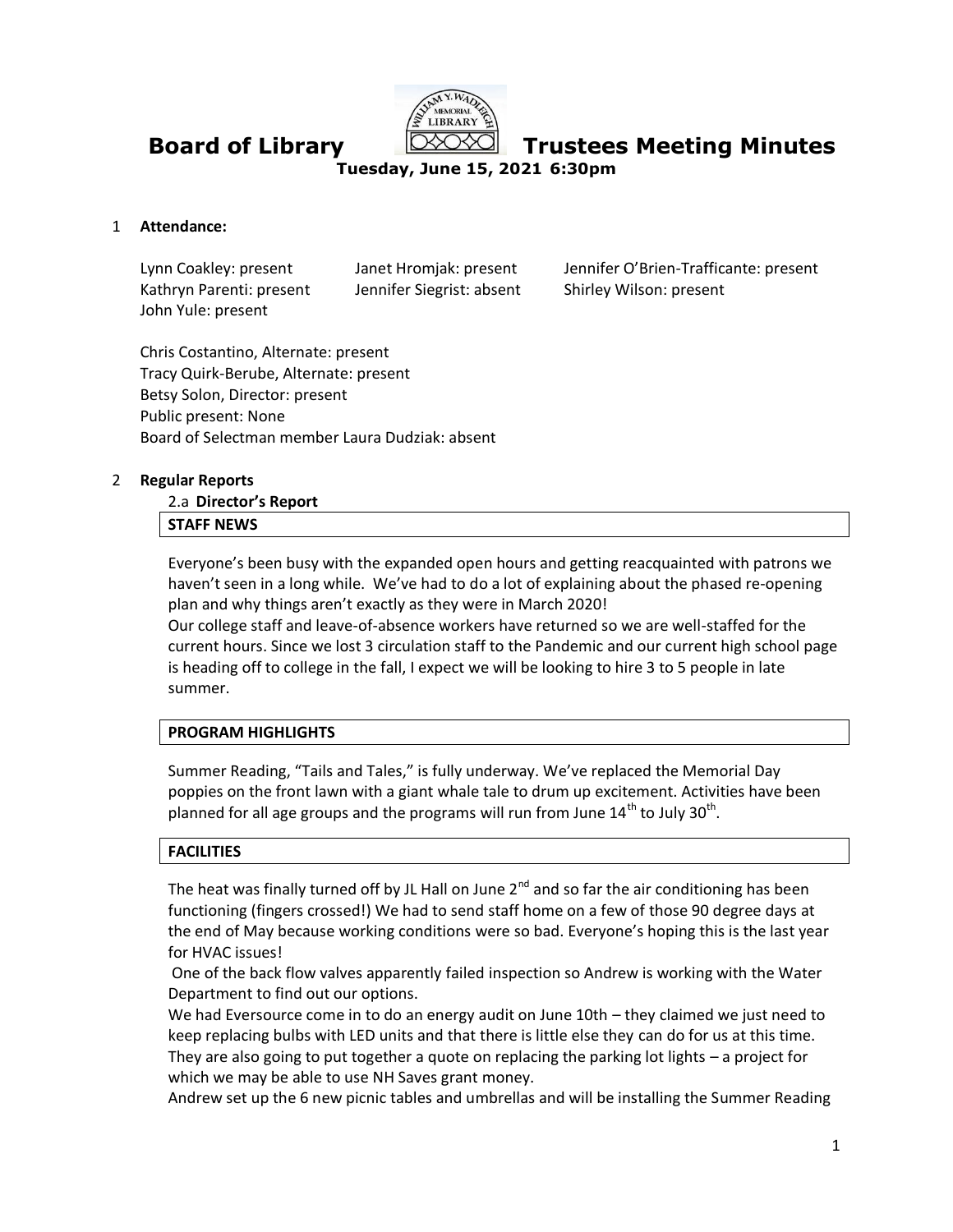# Board of Library Trustees Meeting Minutes

**Tuesday, June 15, 2021 6:30pm**

1 **Attendance:**

Lynn Coakley: present
Janet Hromjak: present
Jennifer O'Brien-Trafficante: present
Kathryn Parenti: present
Jennifer Siegrist: absent
Shirley Wilson: present
John Yule: present

Chris Costantino, Alternate: present
Tracy Quirk-Berube, Alternate: present
Betsy Solon, Director: present
Public present: None
Board of Selectman member Laura Dudziak: absent

2 **Regular Reports**

2.a **Director's Report**

**STAFF NEWS**

Everyone's been busy with the expanded open hours and getting reacquainted with patrons we haven't seen in a long while. We've had to do a lot of explaining about the phased re-opening plan and why things aren't exactly as they were in March 2020!
Our college staff and leave-of-absence workers have returned so we are well-staffed for the current hours. Since we lost 3 circulation staff to the Pandemic and our current high school page is heading off to college in the fall, I expect we will be looking to hire 3 to 5 people in late summer.

**PROGRAM HIGHLIGHTS**

Summer Reading, "Tails and Tales," is fully underway. We've replaced the Memorial Day poppies on the front lawn with a giant whale tale to drum up excitement. Activities have been planned for all age groups and the programs will run from June 14th to July 30th.

**FACILITIES**

The heat was finally turned off by JL Hall on June 2nd and so far the air conditioning has been functioning (fingers crossed!) We had to send staff home on a few of those 90 degree days at the end of May because working conditions were so bad. Everyone's hoping this is the last year for HVAC issues!
One of the back flow valves apparently failed inspection so Andrew is working with the Water Department to find out our options.
We had Eversource come in to do an energy audit on June 10th – they claimed we just need to keep replacing bulbs with LED units and that there is little else they can do for us at this time. They are also going to put together a quote on replacing the parking lot lights – a project for which we may be able to use NH Saves grant money.
Andrew set up the 6 new picnic tables and umbrellas and will be installing the Summer Reading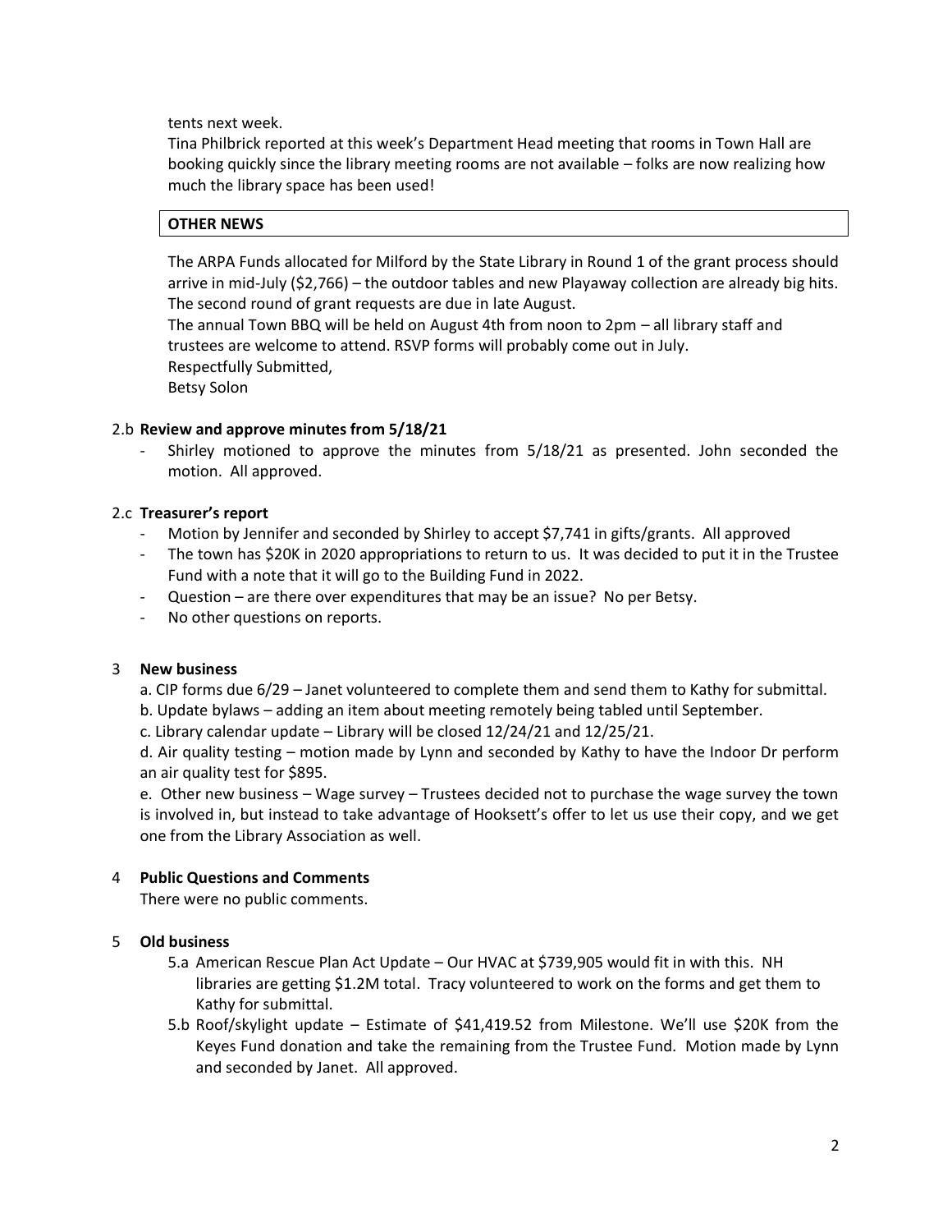tents next week.

Tina Philbrick reported at this week's Department Head meeting that rooms in Town Hall are booking quickly since the library meeting rooms are not available – folks are now realizing how much the library space has been used!

**OTHER NEWS**

The ARPA Funds allocated for Milford by the State Library in Round 1 of the grant process should arrive in mid-July ($2,766) – the outdoor tables and new Playaway collection are already big hits. The second round of grant requests are due in late August.

The annual Town BBQ will be held on August 4th from noon to 2pm – all library staff and trustees are welcome to attend. RSVP forms will probably come out in July.

Respectfully Submitted,

Betsy Solon

2.b **Review and approve minutes from 5/18/21**

- Shirley motioned to approve the minutes from 5/18/21 as presented. John seconded the motion. All approved.

2.c **Treasurer's report**

- Motion by Jennifer and seconded by Shirley to accept $7,741 in gifts/grants. All approved
- The town has $20K in 2020 appropriations to return to us. It was decided to put it in the Trustee Fund with a note that it will go to the Building Fund in 2022.
- Question – are there over expenditures that may be an issue? No per Betsy.
- No other questions on reports.

3 **New business**

a. CIP forms due 6/29 – Janet volunteered to complete them and send them to Kathy for submittal.

b. Update bylaws – adding an item about meeting remotely being tabled until September.

c. Library calendar update – Library will be closed 12/24/21 and 12/25/21.

d. Air quality testing – motion made by Lynn and seconded by Kathy to have the Indoor Dr perform an air quality test for $895.

e. Other new business – Wage survey – Trustees decided not to purchase the wage survey the town is involved in, but instead to take advantage of Hooksett's offer to let us use their copy, and we get one from the Library Association as well.

4 **Public Questions and Comments**

There were no public comments.

5 **Old business**

5.a American Rescue Plan Act Update – Our HVAC at $739,905 would fit in with this. NH libraries are getting $1.2M total. Tracy volunteered to work on the forms and get them to Kathy for submittal.

5.b Roof/skylight update – Estimate of $41,419.52 from Milestone. We'll use $20K from the Keyes Fund donation and take the remaining from the Trustee Fund. Motion made by Lynn and seconded by Janet. All approved.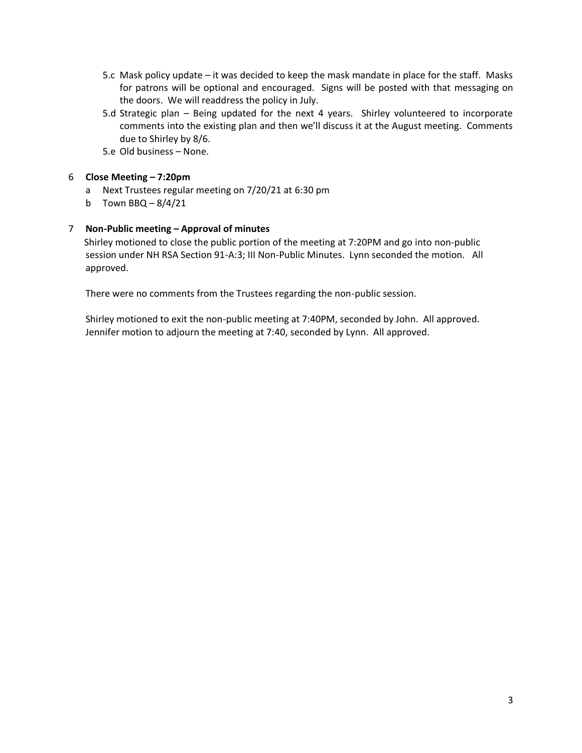5.c Mask policy update – it was decided to keep the mask mandate in place for the staff. Masks for patrons will be optional and encouraged. Signs will be posted with that messaging on the doors. We will readdress the policy in July.

5.d Strategic plan – Being updated for the next 4 years. Shirley volunteered to incorporate comments into the existing plan and then we'll discuss it at the August meeting. Comments due to Shirley by 8/6.

5.e Old business – None.

6 **Close Meeting – 7:20pm**

a Next Trustees regular meeting on 7/20/21 at 6:30 pm

b Town BBQ – 8/4/21

7 **Non-Public meeting – Approval of minutes**

Shirley motioned to close the public portion of the meeting at 7:20PM and go into non-public session under NH RSA Section 91-A:3; III Non-Public Minutes. Lynn seconded the motion. All approved.

There were no comments from the Trustees regarding the non-public session.

Shirley motioned to exit the non-public meeting at 7:40PM, seconded by John. All approved. Jennifer motion to adjourn the meeting at 7:40, seconded by Lynn. All approved.